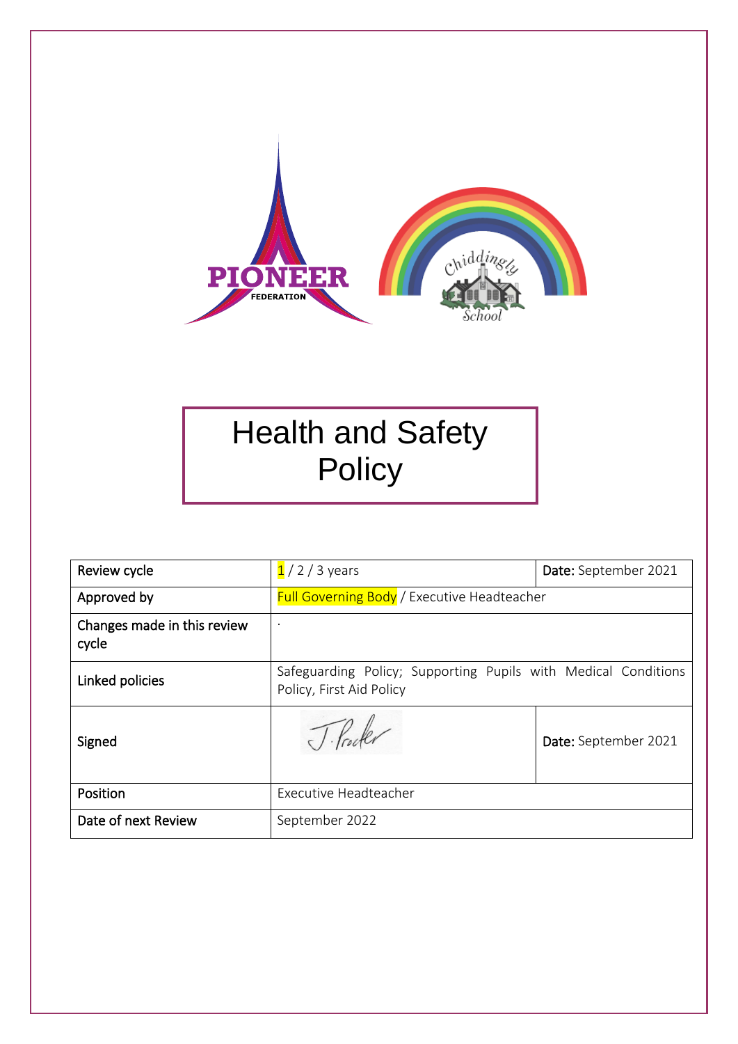# Health and Safety Policy

| Review cycle | 1 / 2 / 3 years | **Date:** September 2021 |
|---|---|---|
| Approved by | Full Governing Body / Executive Headteacher | |
| Changes made in this review cycle | . | |
| Linked policies | Safeguarding Policy; Supporting Pupils with Medical Conditions Policy, First Aid Policy | |
| Signed | J. Procter | **Date:** September 2021 |
| Position | Executive Headteacher | |
| Date of next Review | September 2022 | |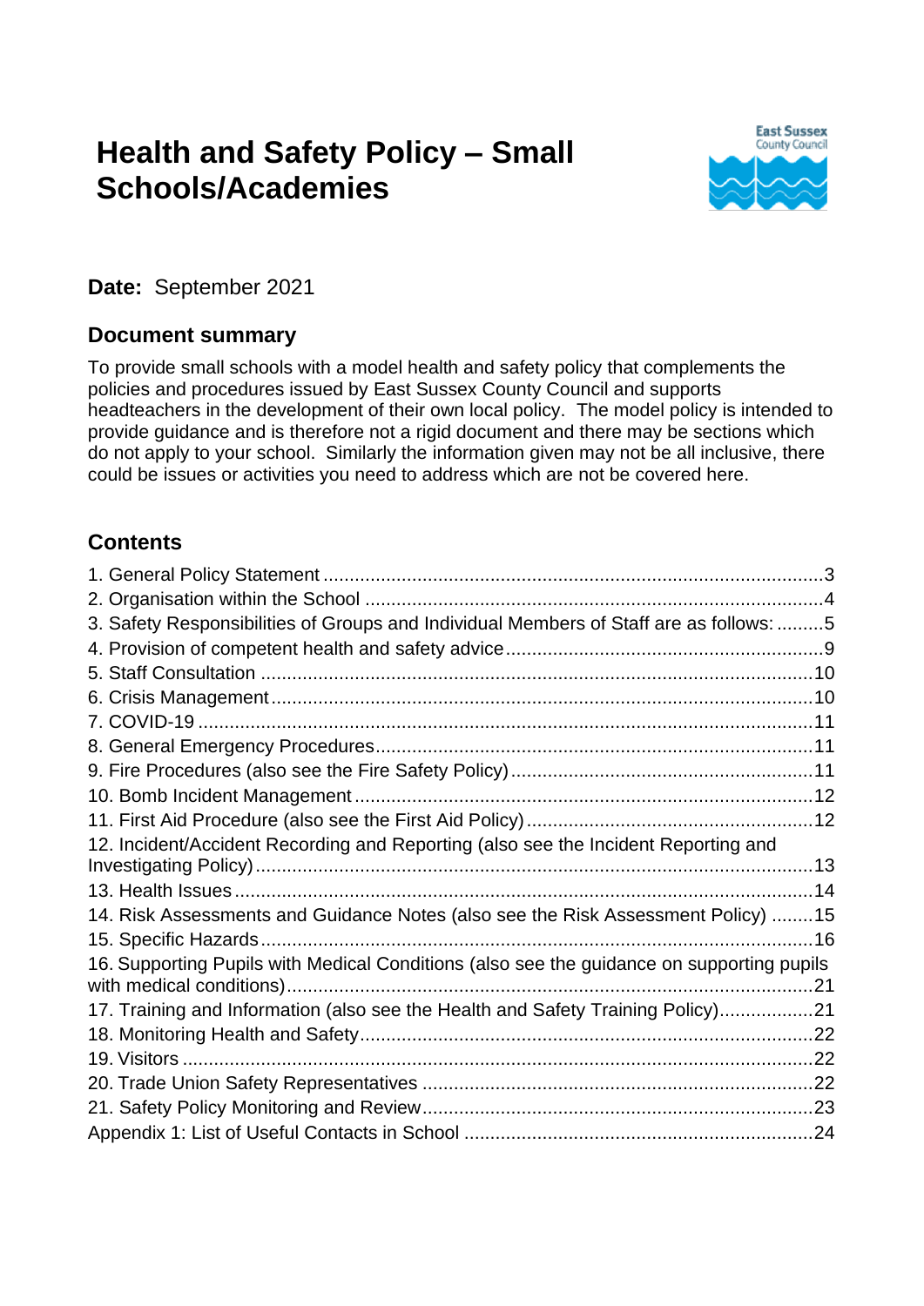# Health and Safety Policy – Small Schools/Academies

East Sussex County Council

**Date:** September 2021

## Document summary

To provide small schools with a model health and safety policy that complements the policies and procedures issued by East Sussex County Council and supports headteachers in the development of their own local policy. The model policy is intended to provide guidance and is therefore not a rigid document and there may be sections which do not apply to your school. Similarly the information given may not be all inclusive, there could be issues or activities you need to address which are not be covered here.

## Contents

1. General Policy Statement ............ 3
2. Organisation within the School ............ 4
3. Safety Responsibilities of Groups and Individual Members of Staff are as follows: ............ 5
4. Provision of competent health and safety advice ............ 9
5. Staff Consultation ............ 10
6. Crisis Management ............ 10
7. COVID-19 ............ 11
8. General Emergency Procedures ............ 11
9. Fire Procedures (also see the Fire Safety Policy) ............ 11
10. Bomb Incident Management ............ 12
11. First Aid Procedure (also see the First Aid Policy) ............ 12
12. Incident/Accident Recording and Reporting (also see the Incident Reporting and Investigating Policy) ............ 13
13. Health Issues ............ 14
14. Risk Assessments and Guidance Notes (also see the Risk Assessment Policy) ............ 15
15. Specific Hazards ............ 16
16. Supporting Pupils with Medical Conditions (also see the guidance on supporting pupils with medical conditions) ............ 21
17. Training and Information (also see the Health and Safety Training Policy) ............ 21
18. Monitoring Health and Safety ............ 22
19. Visitors ............ 22
20. Trade Union Safety Representatives ............ 22
21. Safety Policy Monitoring and Review ............ 23

Appendix 1: List of Useful Contacts in School ............ 24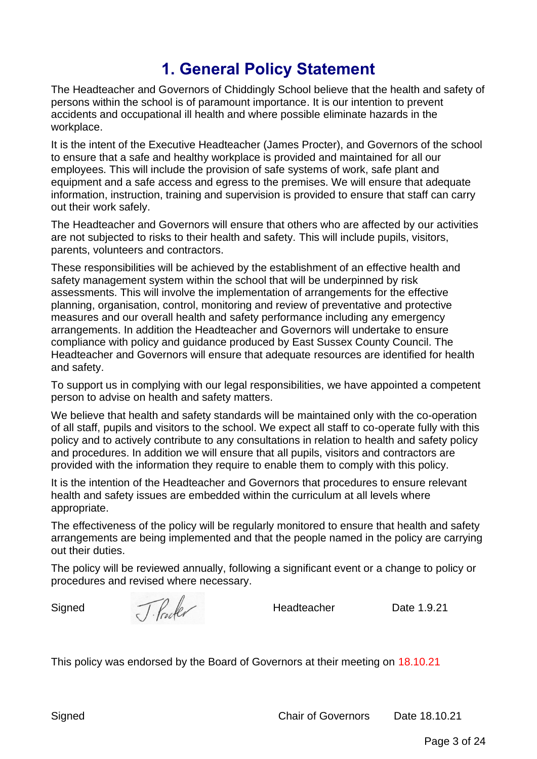# 1. General Policy Statement

The Headteacher and Governors of Chiddingly School believe that the health and safety of persons within the school is of paramount importance. It is our intention to prevent accidents and occupational ill health and where possible eliminate hazards in the workplace.

It is the intent of the Executive Headteacher (James Procter), and Governors of the school to ensure that a safe and healthy workplace is provided and maintained for all our employees. This will include the provision of safe systems of work, safe plant and equipment and a safe access and egress to the premises. We will ensure that adequate information, instruction, training and supervision is provided to ensure that staff can carry out their work safely.

The Headteacher and Governors will ensure that others who are affected by our activities are not subjected to risks to their health and safety. This will include pupils, visitors, parents, volunteers and contractors.

These responsibilities will be achieved by the establishment of an effective health and safety management system within the school that will be underpinned by risk assessments. This will involve the implementation of arrangements for the effective planning, organisation, control, monitoring and review of preventative and protective measures and our overall health and safety performance including any emergency arrangements. In addition the Headteacher and Governors will undertake to ensure compliance with policy and guidance produced by East Sussex County Council. The Headteacher and Governors will ensure that adequate resources are identified for health and safety.

To support us in complying with our legal responsibilities, we have appointed a competent person to advise on health and safety matters.

We believe that health and safety standards will be maintained only with the co-operation of all staff, pupils and visitors to the school. We expect all staff to co-operate fully with this policy and to actively contribute to any consultations in relation to health and safety policy and procedures. In addition we will ensure that all pupils, visitors and contractors are provided with the information they require to enable them to comply with this policy.

It is the intention of the Headteacher and Governors that procedures to ensure relevant health and safety issues are embedded within the curriculum at all levels where appropriate.

The effectiveness of the policy will be regularly monitored to ensure that health and safety arrangements are being implemented and that the people named in the policy are carrying out their duties.

The policy will be reviewed annually, following a significant event or a change to policy or procedures and revised where necessary.

Signed J. Procter Headteacher Date 1.9.21

This policy was endorsed by the Board of Governors at their meeting on 18.10.21

Signed Chair of Governors Date 18.10.21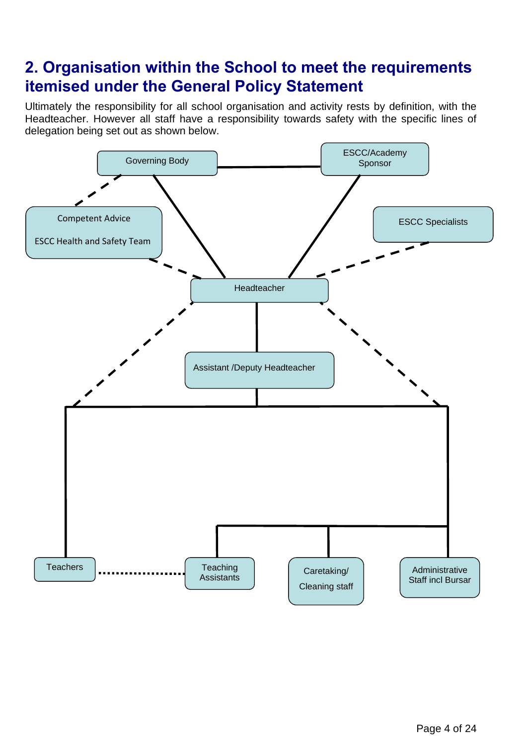## 2. Organisation within the School to meet the requirements itemised under the General Policy Statement

Ultimately the responsibility for all school organisation and activity rests by definition, with the Headteacher. However all staff have a responsibility towards safety with the specific lines of delegation being set out as shown below.

Governing Body

ESCC/Academy Sponsor

Competent Advice

ESCC Health and Safety Team

ESCC Specialists

Headteacher

Assistant /Deputy Headteacher

Teachers

Teaching Assistants

Caretaking/ Cleaning staff

Administrative Staff incl Bursar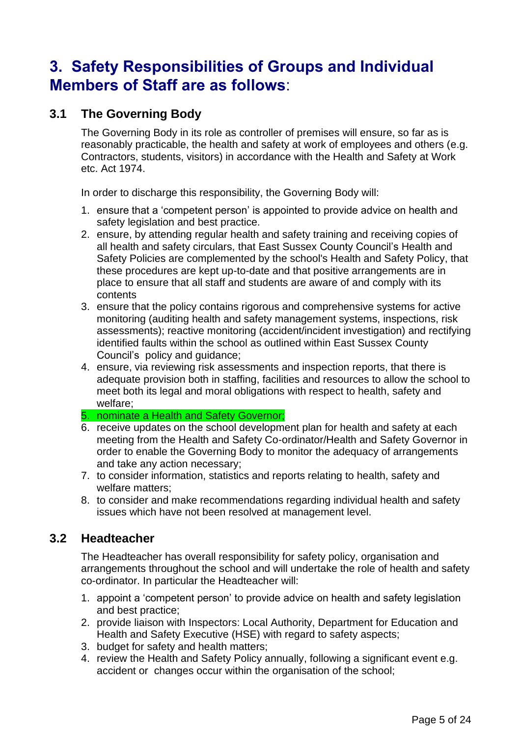# 3. Safety Responsibilities of Groups and Individual Members of Staff are as follows:

## 3.1 The Governing Body

The Governing Body in its role as controller of premises will ensure, so far as is reasonably practicable, the health and safety at work of employees and others (e.g. Contractors, students, visitors) in accordance with the Health and Safety at Work etc. Act 1974.

In order to discharge this responsibility, the Governing Body will:

1. ensure that a 'competent person' is appointed to provide advice on health and safety legislation and best practice.
2. ensure, by attending regular health and safety training and receiving copies of all health and safety circulars, that East Sussex County Council's Health and Safety Policies are complemented by the school's Health and Safety Policy, that these procedures are kept up-to-date and that positive arrangements are in place to ensure that all staff and students are aware of and comply with its contents
3. ensure that the policy contains rigorous and comprehensive systems for active monitoring (auditing health and safety management systems, inspections, risk assessments); reactive monitoring (accident/incident investigation) and rectifying identified faults within the school as outlined within East Sussex County Council's policy and guidance;
4. ensure, via reviewing risk assessments and inspection reports, that there is adequate provision both in staffing, facilities and resources to allow the school to meet both its legal and moral obligations with respect to health, safety and welfare;
5. nominate a Health and Safety Governor;
6. receive updates on the school development plan for health and safety at each meeting from the Health and Safety Co-ordinator/Health and Safety Governor in order to enable the Governing Body to monitor the adequacy of arrangements and take any action necessary;
7. to consider information, statistics and reports relating to health, safety and welfare matters;
8. to consider and make recommendations regarding individual health and safety issues which have not been resolved at management level.

## 3.2 Headteacher

The Headteacher has overall responsibility for safety policy, organisation and arrangements throughout the school and will undertake the role of health and safety co-ordinator. In particular the Headteacher will:

1. appoint a 'competent person' to provide advice on health and safety legislation and best practice;
2. provide liaison with Inspectors: Local Authority, Department for Education and Health and Safety Executive (HSE) with regard to safety aspects;
3. budget for safety and health matters;
4. review the Health and Safety Policy annually, following a significant event e.g. accident or changes occur within the organisation of the school;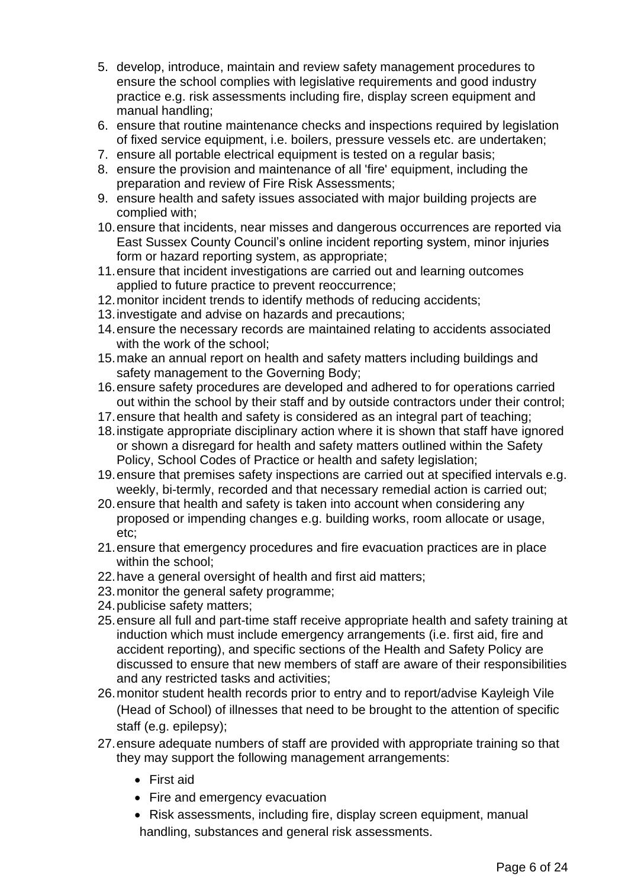5. develop, introduce, maintain and review safety management procedures to ensure the school complies with legislative requirements and good industry practice e.g. risk assessments including fire, display screen equipment and manual handling;
6. ensure that routine maintenance checks and inspections required by legislation of fixed service equipment, i.e. boilers, pressure vessels etc. are undertaken;
7. ensure all portable electrical equipment is tested on a regular basis;
8. ensure the provision and maintenance of all 'fire' equipment, including the preparation and review of Fire Risk Assessments;
9. ensure health and safety issues associated with major building projects are complied with;
10. ensure that incidents, near misses and dangerous occurrences are reported via East Sussex County Council's online incident reporting system, minor injuries form or hazard reporting system, as appropriate;
11. ensure that incident investigations are carried out and learning outcomes applied to future practice to prevent reoccurrence;
12. monitor incident trends to identify methods of reducing accidents;
13. investigate and advise on hazards and precautions;
14. ensure the necessary records are maintained relating to accidents associated with the work of the school;
15. make an annual report on health and safety matters including buildings and safety management to the Governing Body;
16. ensure safety procedures are developed and adhered to for operations carried out within the school by their staff and by outside contractors under their control;
17. ensure that health and safety is considered as an integral part of teaching;
18. instigate appropriate disciplinary action where it is shown that staff have ignored or shown a disregard for health and safety matters outlined within the Safety Policy, School Codes of Practice or health and safety legislation;
19. ensure that premises safety inspections are carried out at specified intervals e.g. weekly, bi-termly, recorded and that necessary remedial action is carried out;
20. ensure that health and safety is taken into account when considering any proposed or impending changes e.g. building works, room allocate or usage, etc;
21. ensure that emergency procedures and fire evacuation practices are in place within the school;
22. have a general oversight of health and first aid matters;
23. monitor the general safety programme;
24. publicise safety matters;
25. ensure all full and part-time staff receive appropriate health and safety training at induction which must include emergency arrangements (i.e. first aid, fire and accident reporting), and specific sections of the Health and Safety Policy are discussed to ensure that new members of staff are aware of their responsibilities and any restricted tasks and activities;
26. monitor student health records prior to entry and to report/advise Kayleigh Vile (Head of School) of illnesses that need to be brought to the attention of specific staff (e.g. epilepsy);
27. ensure adequate numbers of staff are provided with appropriate training so that they may support the following management arrangements:
    - First aid
    - Fire and emergency evacuation
    - Risk assessments, including fire, display screen equipment, manual handling, substances and general risk assessments.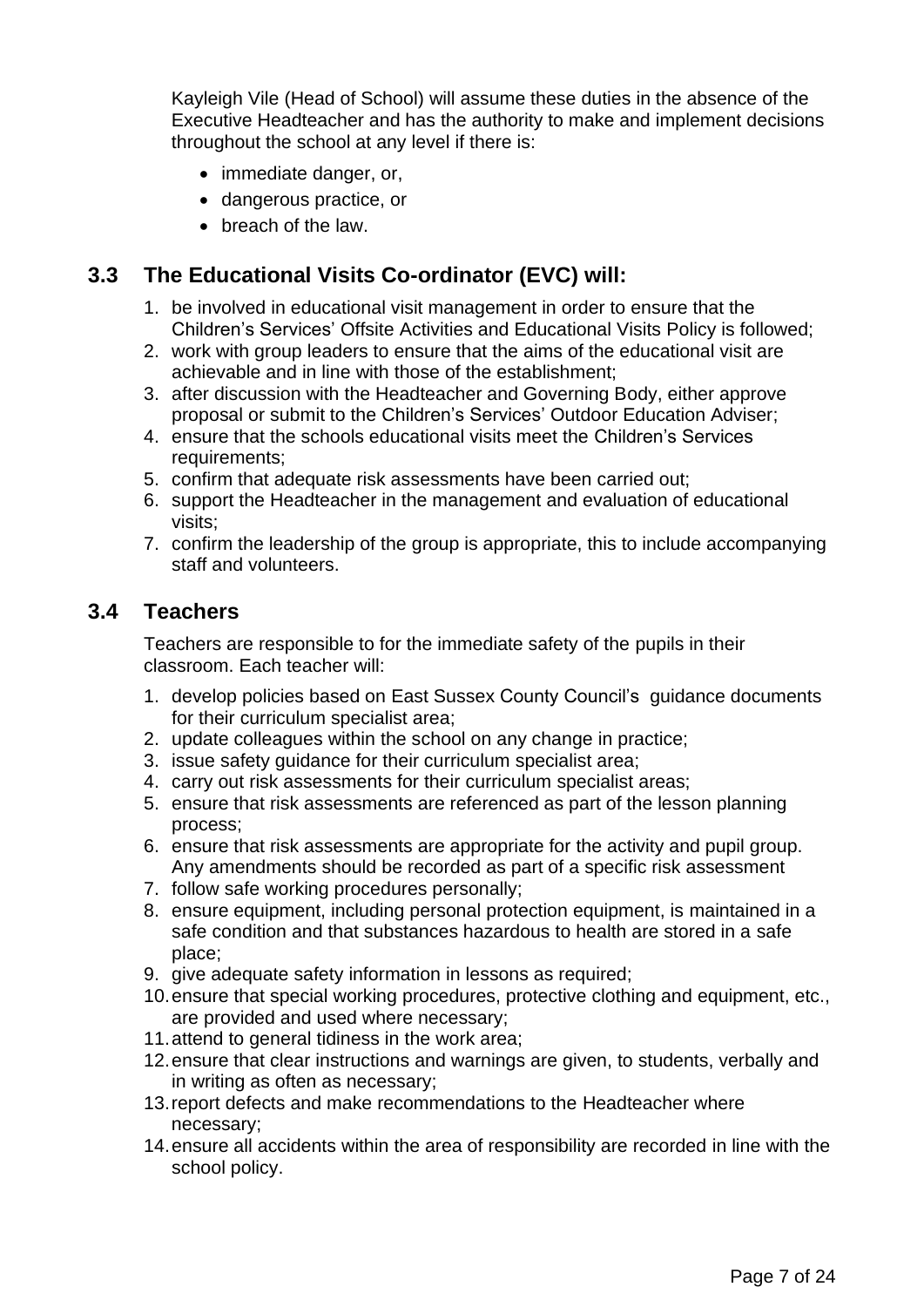Kayleigh Vile (Head of School) will assume these duties in the absence of the Executive Headteacher and has the authority to make and implement decisions throughout the school at any level if there is:

- immediate danger, or,
- dangerous practice, or
- breach of the law.

## 3.3 The Educational Visits Co-ordinator (EVC) will:

1. be involved in educational visit management in order to ensure that the Children's Services' Offsite Activities and Educational Visits Policy is followed;
2. work with group leaders to ensure that the aims of the educational visit are achievable and in line with those of the establishment;
3. after discussion with the Headteacher and Governing Body, either approve proposal or submit to the Children's Services' Outdoor Education Adviser;
4. ensure that the schools educational visits meet the Children's Services requirements;
5. confirm that adequate risk assessments have been carried out;
6. support the Headteacher in the management and evaluation of educational visits;
7. confirm the leadership of the group is appropriate, this to include accompanying staff and volunteers.

## 3.4 Teachers

Teachers are responsible to for the immediate safety of the pupils in their classroom. Each teacher will:

1. develop policies based on East Sussex County Council's guidance documents for their curriculum specialist area;
2. update colleagues within the school on any change in practice;
3. issue safety guidance for their curriculum specialist area;
4. carry out risk assessments for their curriculum specialist areas;
5. ensure that risk assessments are referenced as part of the lesson planning process;
6. ensure that risk assessments are appropriate for the activity and pupil group. Any amendments should be recorded as part of a specific risk assessment
7. follow safe working procedures personally;
8. ensure equipment, including personal protection equipment, is maintained in a safe condition and that substances hazardous to health are stored in a safe place;
9. give adequate safety information in lessons as required;
10. ensure that special working procedures, protective clothing and equipment, etc., are provided and used where necessary;
11. attend to general tidiness in the work area;
12. ensure that clear instructions and warnings are given, to students, verbally and in writing as often as necessary;
13. report defects and make recommendations to the Headteacher where necessary;
14. ensure all accidents within the area of responsibility are recorded in line with the school policy.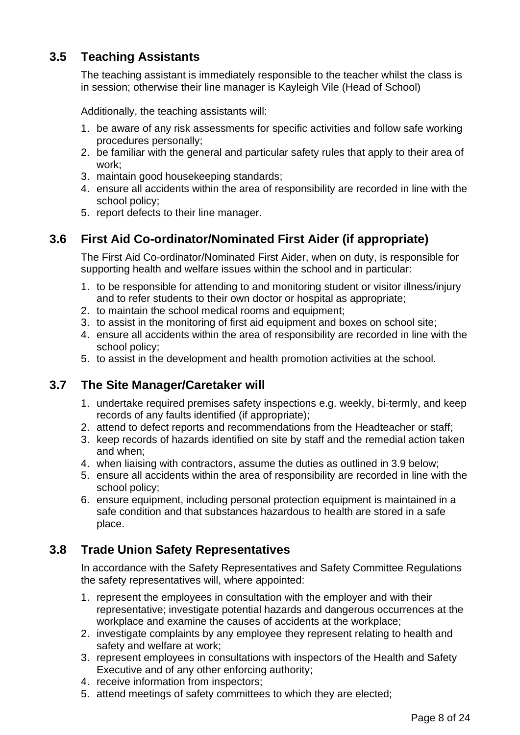## 3.5 Teaching Assistants

The teaching assistant is immediately responsible to the teacher whilst the class is in session; otherwise their line manager is Kayleigh Vile (Head of School)

Additionally, the teaching assistants will:

1. be aware of any risk assessments for specific activities and follow safe working procedures personally;
2. be familiar with the general and particular safety rules that apply to their area of work;
3. maintain good housekeeping standards;
4. ensure all accidents within the area of responsibility are recorded in line with the school policy;
5. report defects to their line manager.

## 3.6 First Aid Co-ordinator/Nominated First Aider (if appropriate)

The First Aid Co-ordinator/Nominated First Aider, when on duty, is responsible for supporting health and welfare issues within the school and in particular:

1. to be responsible for attending to and monitoring student or visitor illness/injury and to refer students to their own doctor or hospital as appropriate;
2. to maintain the school medical rooms and equipment;
3. to assist in the monitoring of first aid equipment and boxes on school site;
4. ensure all accidents within the area of responsibility are recorded in line with the school policy;
5. to assist in the development and health promotion activities at the school.

## 3.7 The Site Manager/Caretaker will

1. undertake required premises safety inspections e.g. weekly, bi-termly, and keep records of any faults identified (if appropriate);
2. attend to defect reports and recommendations from the Headteacher or staff;
3. keep records of hazards identified on site by staff and the remedial action taken and when;
4. when liaising with contractors, assume the duties as outlined in 3.9 below;
5. ensure all accidents within the area of responsibility are recorded in line with the school policy;
6. ensure equipment, including personal protection equipment is maintained in a safe condition and that substances hazardous to health are stored in a safe place.

## 3.8 Trade Union Safety Representatives

In accordance with the Safety Representatives and Safety Committee Regulations the safety representatives will, where appointed:

1. represent the employees in consultation with the employer and with their representative; investigate potential hazards and dangerous occurrences at the workplace and examine the causes of accidents at the workplace;
2. investigate complaints by any employee they represent relating to health and safety and welfare at work;
3. represent employees in consultations with inspectors of the Health and Safety Executive and of any other enforcing authority;
4. receive information from inspectors;
5. attend meetings of safety committees to which they are elected;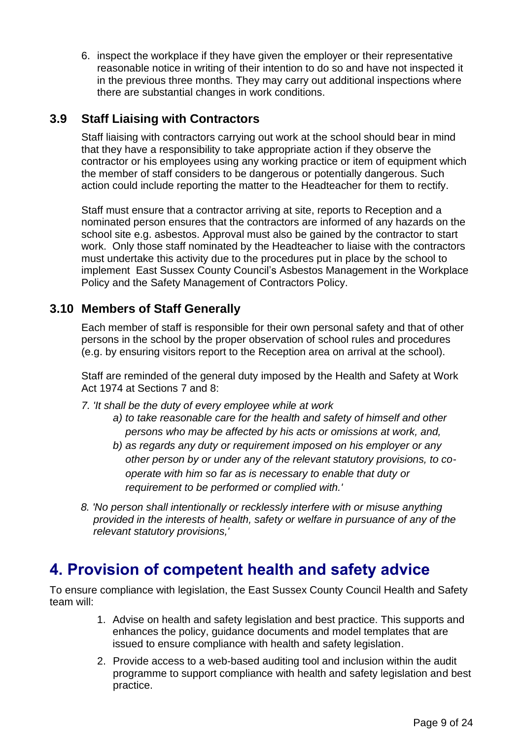6. inspect the workplace if they have given the employer or their representative reasonable notice in writing of their intention to do so and have not inspected it in the previous three months. They may carry out additional inspections where there are substantial changes in work conditions.

### 3.9 Staff Liaising with Contractors

Staff liaising with contractors carrying out work at the school should bear in mind that they have a responsibility to take appropriate action if they observe the contractor or his employees using any working practice or item of equipment which the member of staff considers to be dangerous or potentially dangerous. Such action could include reporting the matter to the Headteacher for them to rectify.

Staff must ensure that a contractor arriving at site, reports to Reception and a nominated person ensures that the contractors are informed of any hazards on the school site e.g. asbestos. Approval must also be gained by the contractor to start work. Only those staff nominated by the Headteacher to liaise with the contractors must undertake this activity due to the procedures put in place by the school to implement East Sussex County Council's Asbestos Management in the Workplace Policy and the Safety Management of Contractors Policy.

### 3.10 Members of Staff Generally

Each member of staff is responsible for their own personal safety and that of other persons in the school by the proper observation of school rules and procedures (e.g. by ensuring visitors report to the Reception area on arrival at the school).

Staff are reminded of the general duty imposed by the Health and Safety at Work Act 1974 at Sections 7 and 8:

*7. 'It shall be the duty of every employee while at work*

*a) to take reasonable care for the health and safety of himself and other persons who may be affected by his acts or omissions at work, and,*

*b) as regards any duty or requirement imposed on his employer or any other person by or under any of the relevant statutory provisions, to co-operate with him so far as is necessary to enable that duty or requirement to be performed or complied with.'*

*8. 'No person shall intentionally or recklessly interfere with or misuse anything provided in the interests of health, safety or welfare in pursuance of any of the relevant statutory provisions,'*

## 4. Provision of competent health and safety advice

To ensure compliance with legislation, the East Sussex County Council Health and Safety team will:

1. Advise on health and safety legislation and best practice. This supports and enhances the policy, guidance documents and model templates that are issued to ensure compliance with health and safety legislation.
2. Provide access to a web-based auditing tool and inclusion within the audit programme to support compliance with health and safety legislation and best practice.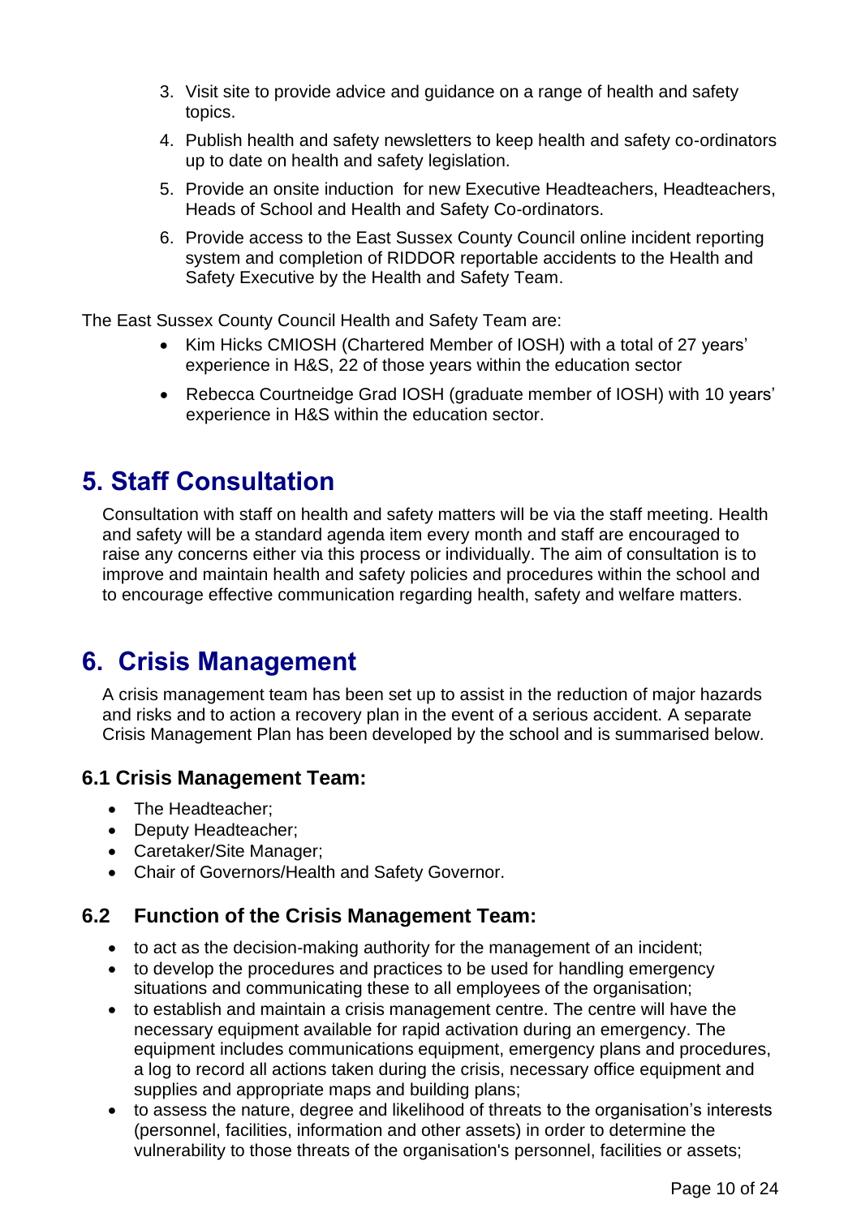3. Visit site to provide advice and guidance on a range of health and safety topics.
4. Publish health and safety newsletters to keep health and safety co-ordinators up to date on health and safety legislation.
5. Provide an onsite induction for new Executive Headteachers, Headteachers, Heads of School and Health and Safety Co-ordinators.
6. Provide access to the East Sussex County Council online incident reporting system and completion of RIDDOR reportable accidents to the Health and Safety Executive by the Health and Safety Team.

The East Sussex County Council Health and Safety Team are:

- Kim Hicks CMIOSH (Chartered Member of IOSH) with a total of 27 years' experience in H&S, 22 of those years within the education sector
- Rebecca Courtneidge Grad IOSH (graduate member of IOSH) with 10 years' experience in H&S within the education sector.

# 5. Staff Consultation

Consultation with staff on health and safety matters will be via the staff meeting. Health and safety will be a standard agenda item every month and staff are encouraged to raise any concerns either via this process or individually. The aim of consultation is to improve and maintain health and safety policies and procedures within the school and to encourage effective communication regarding health, safety and welfare matters.

# 6. Crisis Management

A crisis management team has been set up to assist in the reduction of major hazards and risks and to action a recovery plan in the event of a serious accident. A separate Crisis Management Plan has been developed by the school and is summarised below.

## 6.1 Crisis Management Team:

- The Headteacher;
- Deputy Headteacher;
- Caretaker/Site Manager;
- Chair of Governors/Health and Safety Governor.

## 6.2 Function of the Crisis Management Team:

- to act as the decision-making authority for the management of an incident;
- to develop the procedures and practices to be used for handling emergency situations and communicating these to all employees of the organisation;
- to establish and maintain a crisis management centre. The centre will have the necessary equipment available for rapid activation during an emergency. The equipment includes communications equipment, emergency plans and procedures, a log to record all actions taken during the crisis, necessary office equipment and supplies and appropriate maps and building plans;
- to assess the nature, degree and likelihood of threats to the organisation's interests (personnel, facilities, information and other assets) in order to determine the vulnerability to those threats of the organisation's personnel, facilities or assets;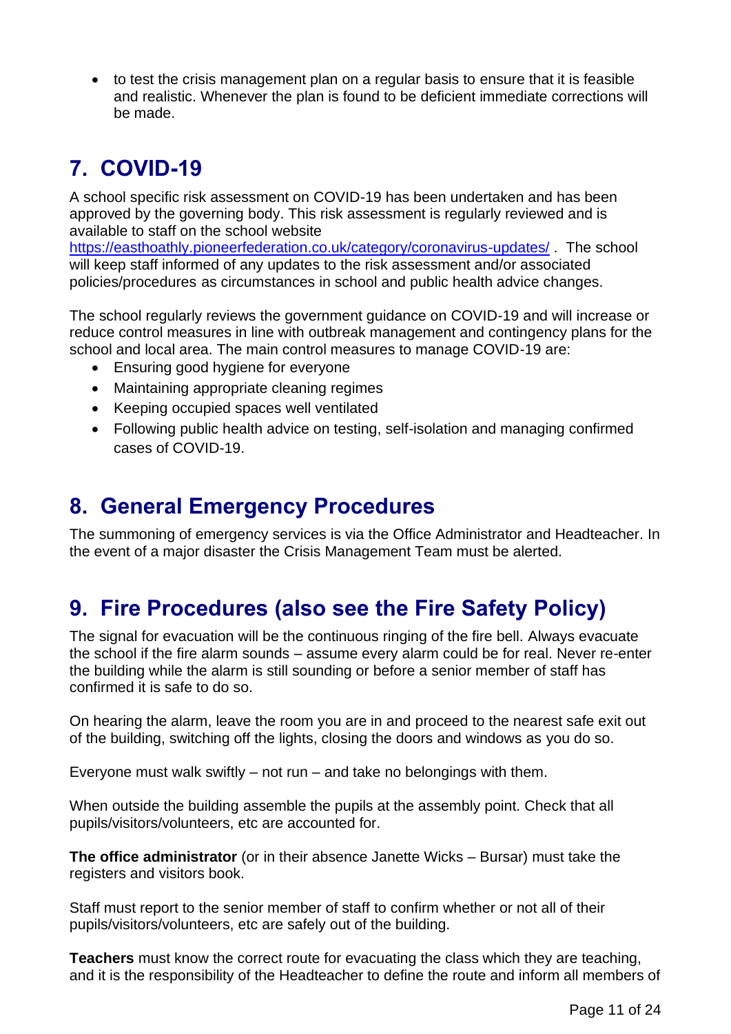- to test the crisis management plan on a regular basis to ensure that it is feasible and realistic. Whenever the plan is found to be deficient immediate corrections will be made.

## 7. COVID-19

A school specific risk assessment on COVID-19 has been undertaken and has been approved by the governing body. This risk assessment is regularly reviewed and is available to staff on the school website https://easthoathly.pioneerfederation.co.uk/category/coronavirus-updates/ . The school will keep staff informed of any updates to the risk assessment and/or associated policies/procedures as circumstances in school and public health advice changes.

The school regularly reviews the government guidance on COVID-19 and will increase or reduce control measures in line with outbreak management and contingency plans for the school and local area. The main control measures to manage COVID-19 are:

- Ensuring good hygiene for everyone
- Maintaining appropriate cleaning regimes
- Keeping occupied spaces well ventilated
- Following public health advice on testing, self-isolation and managing confirmed cases of COVID-19.

## 8. General Emergency Procedures

The summoning of emergency services is via the Office Administrator and Headteacher. In the event of a major disaster the Crisis Management Team must be alerted.

## 9. Fire Procedures (also see the Fire Safety Policy)

The signal for evacuation will be the continuous ringing of the fire bell. Always evacuate the school if the fire alarm sounds – assume every alarm could be for real. Never re-enter the building while the alarm is still sounding or before a senior member of staff has confirmed it is safe to do so.

On hearing the alarm, leave the room you are in and proceed to the nearest safe exit out of the building, switching off the lights, closing the doors and windows as you do so.

Everyone must walk swiftly – not run – and take no belongings with them.

When outside the building assemble the pupils at the assembly point. Check that all pupils/visitors/volunteers, etc are accounted for.

**The office administrator** (or in their absence Janette Wicks – Bursar) must take the registers and visitors book.

Staff must report to the senior member of staff to confirm whether or not all of their pupils/visitors/volunteers, etc are safely out of the building.

**Teachers** must know the correct route for evacuating the class which they are teaching, and it is the responsibility of the Headteacher to define the route and inform all members of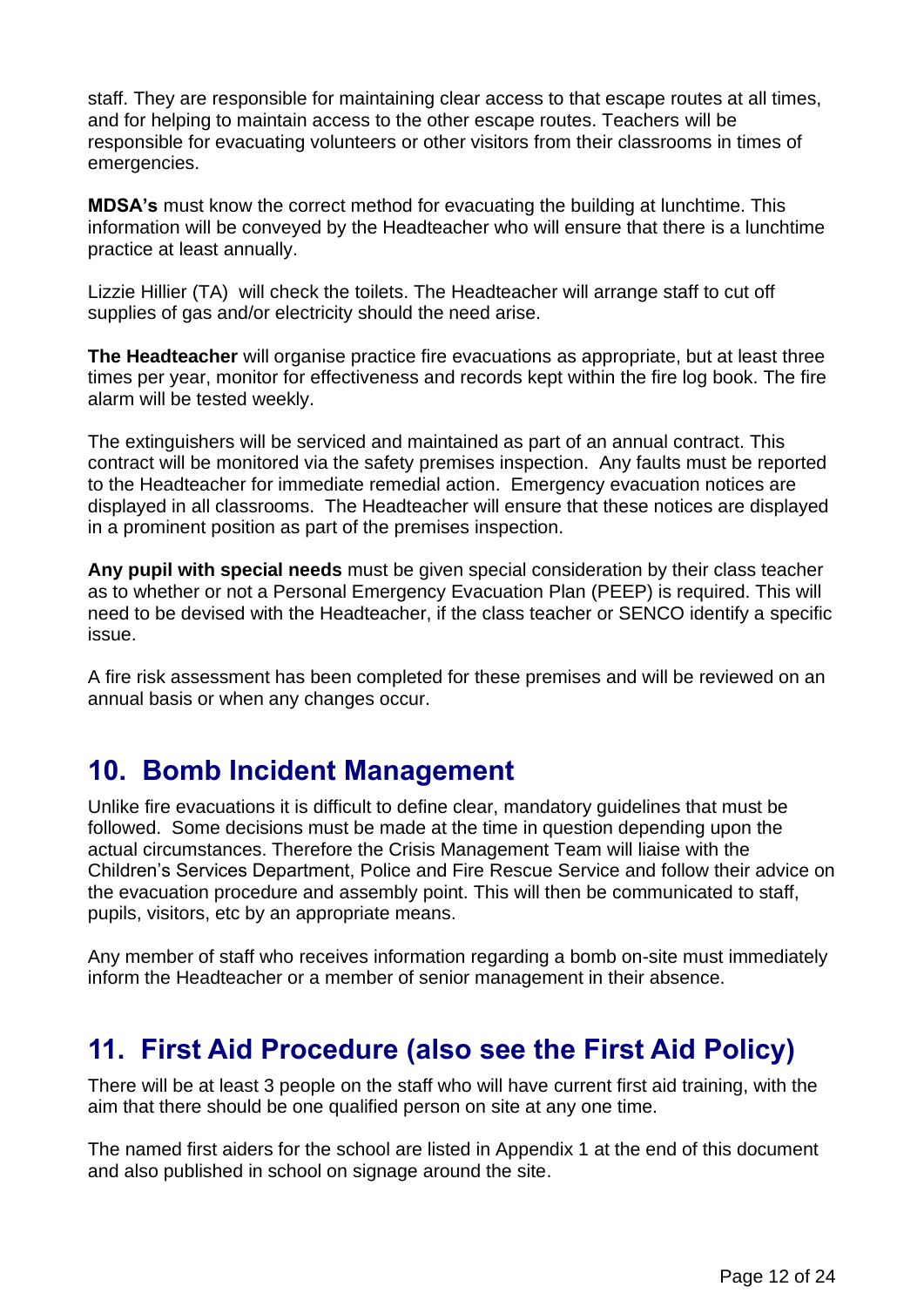staff. They are responsible for maintaining clear access to that escape routes at all times, and for helping to maintain access to the other escape routes. Teachers will be responsible for evacuating volunteers or other visitors from their classrooms in times of emergencies.

**MDSA's** must know the correct method for evacuating the building at lunchtime. This information will be conveyed by the Headteacher who will ensure that there is a lunchtime practice at least annually.

Lizzie Hillier (TA) will check the toilets. The Headteacher will arrange staff to cut off supplies of gas and/or electricity should the need arise.

**The Headteacher** will organise practice fire evacuations as appropriate, but at least three times per year, monitor for effectiveness and records kept within the fire log book. The fire alarm will be tested weekly.

The extinguishers will be serviced and maintained as part of an annual contract. This contract will be monitored via the safety premises inspection. Any faults must be reported to the Headteacher for immediate remedial action. Emergency evacuation notices are displayed in all classrooms. The Headteacher will ensure that these notices are displayed in a prominent position as part of the premises inspection.

**Any pupil with special needs** must be given special consideration by their class teacher as to whether or not a Personal Emergency Evacuation Plan (PEEP) is required. This will need to be devised with the Headteacher, if the class teacher or SENCO identify a specific issue.

A fire risk assessment has been completed for these premises and will be reviewed on an annual basis or when any changes occur.

## 10. Bomb Incident Management

Unlike fire evacuations it is difficult to define clear, mandatory guidelines that must be followed. Some decisions must be made at the time in question depending upon the actual circumstances. Therefore the Crisis Management Team will liaise with the Children's Services Department, Police and Fire Rescue Service and follow their advice on the evacuation procedure and assembly point. This will then be communicated to staff, pupils, visitors, etc by an appropriate means.

Any member of staff who receives information regarding a bomb on-site must immediately inform the Headteacher or a member of senior management in their absence.

## 11. First Aid Procedure (also see the First Aid Policy)

There will be at least 3 people on the staff who will have current first aid training, with the aim that there should be one qualified person on site at any one time.

The named first aiders for the school are listed in Appendix 1 at the end of this document and also published in school on signage around the site.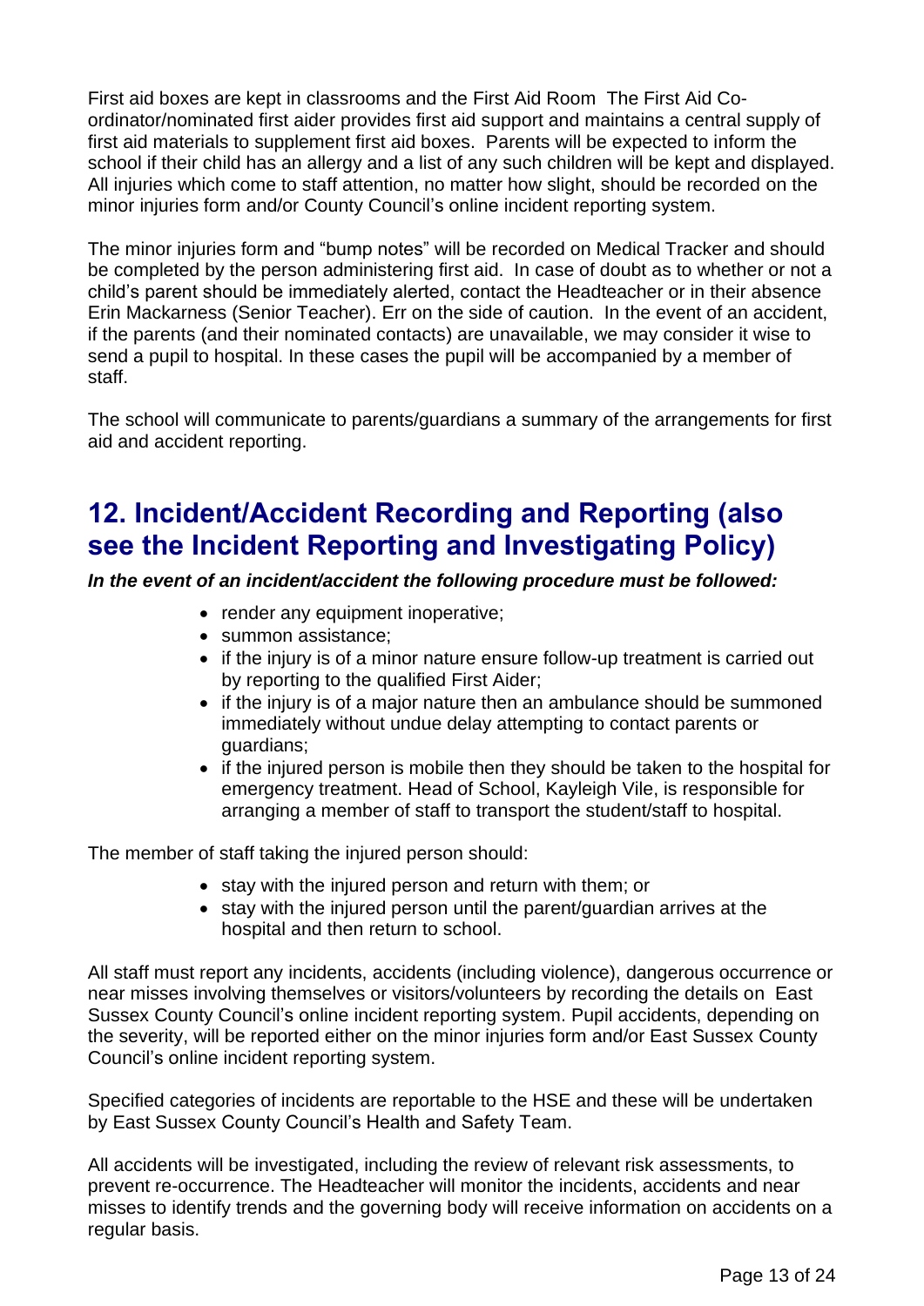First aid boxes are kept in classrooms and the First Aid Room The First Aid Co-ordinator/nominated first aider provides first aid support and maintains a central supply of first aid materials to supplement first aid boxes. Parents will be expected to inform the school if their child has an allergy and a list of any such children will be kept and displayed. All injuries which come to staff attention, no matter how slight, should be recorded on the minor injuries form and/or County Council's online incident reporting system.

The minor injuries form and "bump notes" will be recorded on Medical Tracker and should be completed by the person administering first aid. In case of doubt as to whether or not a child's parent should be immediately alerted, contact the Headteacher or in their absence Erin Mackarness (Senior Teacher). Err on the side of caution. In the event of an accident, if the parents (and their nominated contacts) are unavailable, we may consider it wise to send a pupil to hospital. In these cases the pupil will be accompanied by a member of staff.

The school will communicate to parents/guardians a summary of the arrangements for first aid and accident reporting.

## 12. Incident/Accident Recording and Reporting (also see the Incident Reporting and Investigating Policy)

***In the event of an incident/accident the following procedure must be followed:***

- render any equipment inoperative;
- summon assistance;
- if the injury is of a minor nature ensure follow-up treatment is carried out by reporting to the qualified First Aider;
- if the injury is of a major nature then an ambulance should be summoned immediately without undue delay attempting to contact parents or guardians;
- if the injured person is mobile then they should be taken to the hospital for emergency treatment. Head of School, Kayleigh Vile, is responsible for arranging a member of staff to transport the student/staff to hospital.

The member of staff taking the injured person should:

- stay with the injured person and return with them; or
- stay with the injured person until the parent/guardian arrives at the hospital and then return to school.

All staff must report any incidents, accidents (including violence), dangerous occurrence or near misses involving themselves or visitors/volunteers by recording the details on East Sussex County Council's online incident reporting system. Pupil accidents, depending on the severity, will be reported either on the minor injuries form and/or East Sussex County Council's online incident reporting system.

Specified categories of incidents are reportable to the HSE and these will be undertaken by East Sussex County Council's Health and Safety Team.

All accidents will be investigated, including the review of relevant risk assessments, to prevent re-occurrence. The Headteacher will monitor the incidents, accidents and near misses to identify trends and the governing body will receive information on accidents on a regular basis.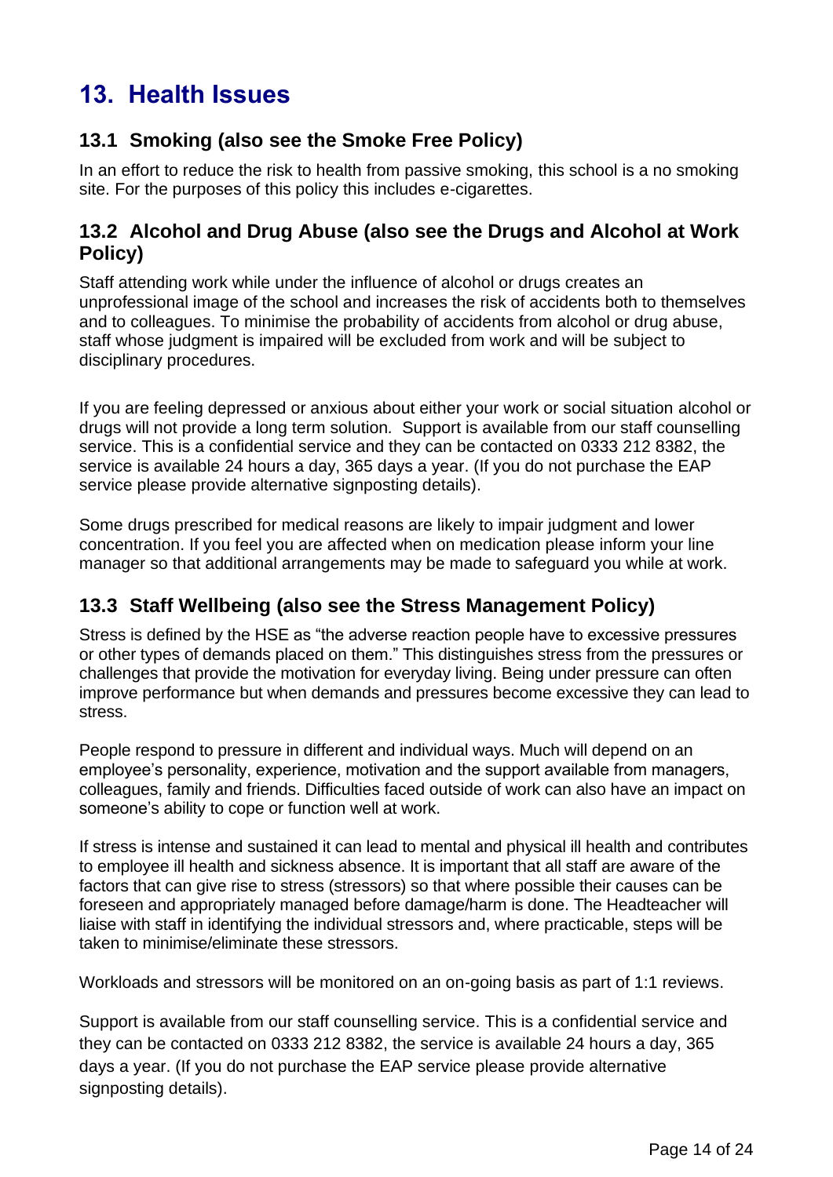# 13. Health Issues

## 13.1 Smoking (also see the Smoke Free Policy)

In an effort to reduce the risk to health from passive smoking, this school is a no smoking site. For the purposes of this policy this includes e-cigarettes.

## 13.2 Alcohol and Drug Abuse (also see the Drugs and Alcohol at Work Policy)

Staff attending work while under the influence of alcohol or drugs creates an unprofessional image of the school and increases the risk of accidents both to themselves and to colleagues. To minimise the probability of accidents from alcohol or drug abuse, staff whose judgment is impaired will be excluded from work and will be subject to disciplinary procedures.

If you are feeling depressed or anxious about either your work or social situation alcohol or drugs will not provide a long term solution. Support is available from our staff counselling service. This is a confidential service and they can be contacted on 0333 212 8382, the service is available 24 hours a day, 365 days a year. (If you do not purchase the EAP service please provide alternative signposting details).

Some drugs prescribed for medical reasons are likely to impair judgment and lower concentration. If you feel you are affected when on medication please inform your line manager so that additional arrangements may be made to safeguard you while at work.

## 13.3 Staff Wellbeing (also see the Stress Management Policy)

Stress is defined by the HSE as "the adverse reaction people have to excessive pressures or other types of demands placed on them." This distinguishes stress from the pressures or challenges that provide the motivation for everyday living. Being under pressure can often improve performance but when demands and pressures become excessive they can lead to stress.

People respond to pressure in different and individual ways. Much will depend on an employee's personality, experience, motivation and the support available from managers, colleagues, family and friends. Difficulties faced outside of work can also have an impact on someone's ability to cope or function well at work.

If stress is intense and sustained it can lead to mental and physical ill health and contributes to employee ill health and sickness absence. It is important that all staff are aware of the factors that can give rise to stress (stressors) so that where possible their causes can be foreseen and appropriately managed before damage/harm is done. The Headteacher will liaise with staff in identifying the individual stressors and, where practicable, steps will be taken to minimise/eliminate these stressors.

Workloads and stressors will be monitored on an on-going basis as part of 1:1 reviews.

Support is available from our staff counselling service. This is a confidential service and they can be contacted on 0333 212 8382, the service is available 24 hours a day, 365 days a year. (If you do not purchase the EAP service please provide alternative signposting details).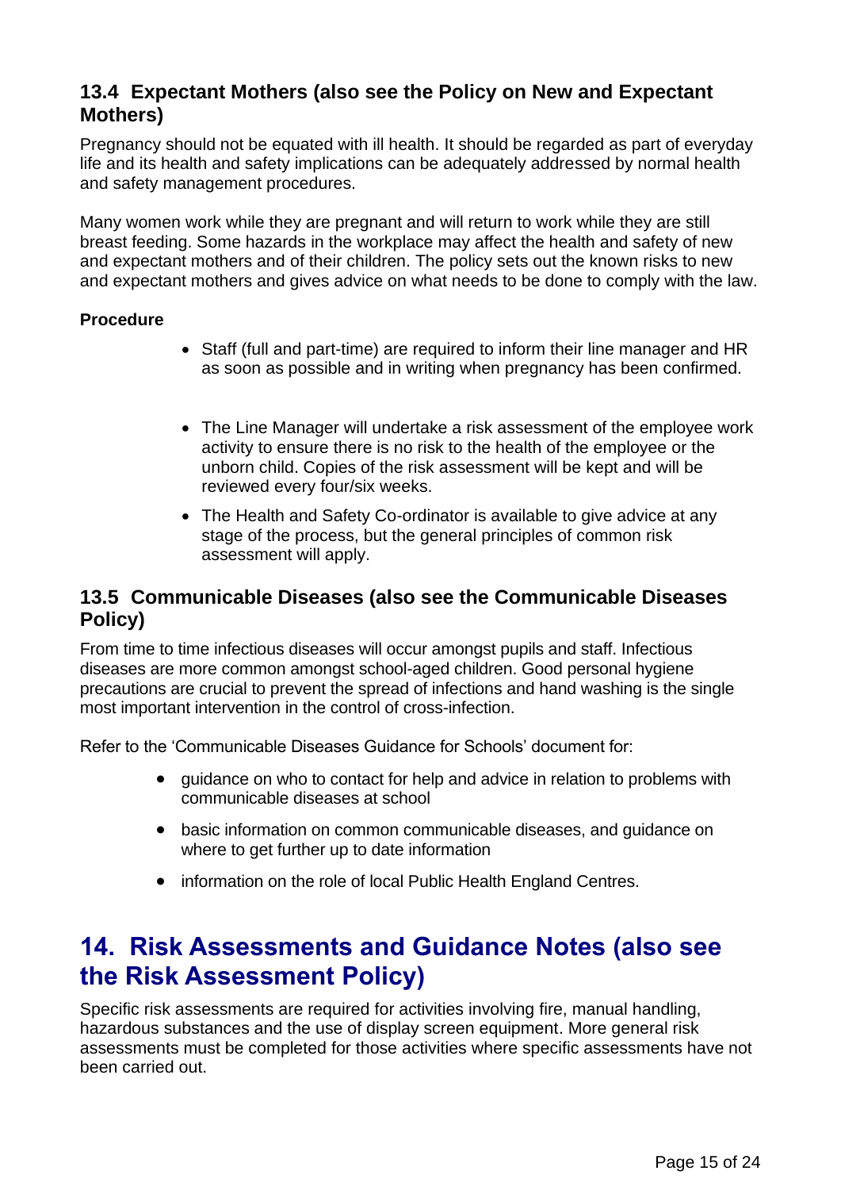### 13.4 Expectant Mothers (also see the Policy on New and Expectant Mothers)

Pregnancy should not be equated with ill health. It should be regarded as part of everyday life and its health and safety implications can be adequately addressed by normal health and safety management procedures.

Many women work while they are pregnant and will return to work while they are still breast feeding. Some hazards in the workplace may affect the health and safety of new and expectant mothers and of their children. The policy sets out the known risks to new and expectant mothers and gives advice on what needs to be done to comply with the law.

**Procedure**

- Staff (full and part-time) are required to inform their line manager and HR as soon as possible and in writing when pregnancy has been confirmed.
- The Line Manager will undertake a risk assessment of the employee work activity to ensure there is no risk to the health of the employee or the unborn child. Copies of the risk assessment will be kept and will be reviewed every four/six weeks.
- The Health and Safety Co-ordinator is available to give advice at any stage of the process, but the general principles of common risk assessment will apply.

### 13.5 Communicable Diseases (also see the Communicable Diseases Policy)

From time to time infectious diseases will occur amongst pupils and staff. Infectious diseases are more common amongst school-aged children. Good personal hygiene precautions are crucial to prevent the spread of infections and hand washing is the single most important intervention in the control of cross-infection.

Refer to the 'Communicable Diseases Guidance for Schools' document for:

- guidance on who to contact for help and advice in relation to problems with communicable diseases at school
- basic information on common communicable diseases, and guidance on where to get further up to date information
- information on the role of local Public Health England Centres.

## 14. Risk Assessments and Guidance Notes (also see the Risk Assessment Policy)

Specific risk assessments are required for activities involving fire, manual handling, hazardous substances and the use of display screen equipment. More general risk assessments must be completed for those activities where specific assessments have not been carried out.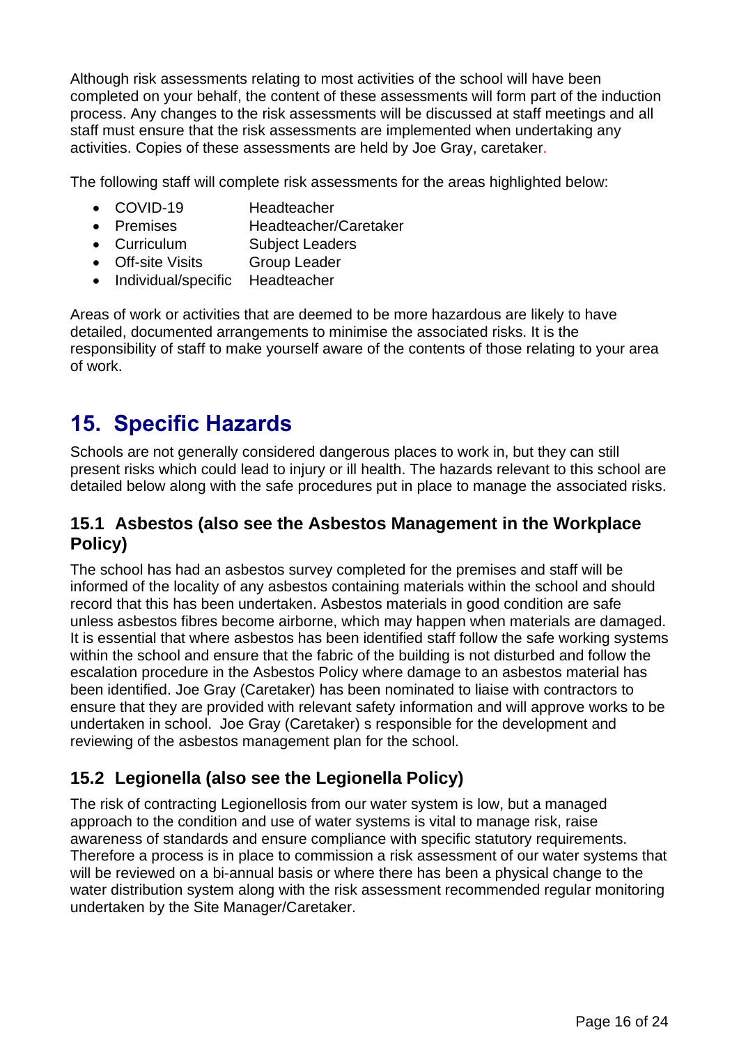Although risk assessments relating to most activities of the school will have been completed on your behalf, the content of these assessments will form part of the induction process. Any changes to the risk assessments will be discussed at staff meetings and all staff must ensure that the risk assessments are implemented when undertaking any activities. Copies of these assessments are held by Joe Gray, caretaker.

The following staff will complete risk assessments for the areas highlighted below:

- COVID-19 Headteacher
- Premises Headteacher/Caretaker
- Curriculum Subject Leaders
- Off-site Visits Group Leader
- Individual/specific Headteacher

Areas of work or activities that are deemed to be more hazardous are likely to have detailed, documented arrangements to minimise the associated risks. It is the responsibility of staff to make yourself aware of the contents of those relating to your area of work.

# 15. Specific Hazards

Schools are not generally considered dangerous places to work in, but they can still present risks which could lead to injury or ill health. The hazards relevant to this school are detailed below along with the safe procedures put in place to manage the associated risks.

## 15.1 Asbestos (also see the Asbestos Management in the Workplace Policy)

The school has had an asbestos survey completed for the premises and staff will be informed of the locality of any asbestos containing materials within the school and should record that this has been undertaken. Asbestos materials in good condition are safe unless asbestos fibres become airborne, which may happen when materials are damaged. It is essential that where asbestos has been identified staff follow the safe working systems within the school and ensure that the fabric of the building is not disturbed and follow the escalation procedure in the Asbestos Policy where damage to an asbestos material has been identified. Joe Gray (Caretaker) has been nominated to liaise with contractors to ensure that they are provided with relevant safety information and will approve works to be undertaken in school. Joe Gray (Caretaker) s responsible for the development and reviewing of the asbestos management plan for the school.

## 15.2 Legionella (also see the Legionella Policy)

The risk of contracting Legionellosis from our water system is low, but a managed approach to the condition and use of water systems is vital to manage risk, raise awareness of standards and ensure compliance with specific statutory requirements. Therefore a process is in place to commission a risk assessment of our water systems that will be reviewed on a bi-annual basis or where there has been a physical change to the water distribution system along with the risk assessment recommended regular monitoring undertaken by the Site Manager/Caretaker.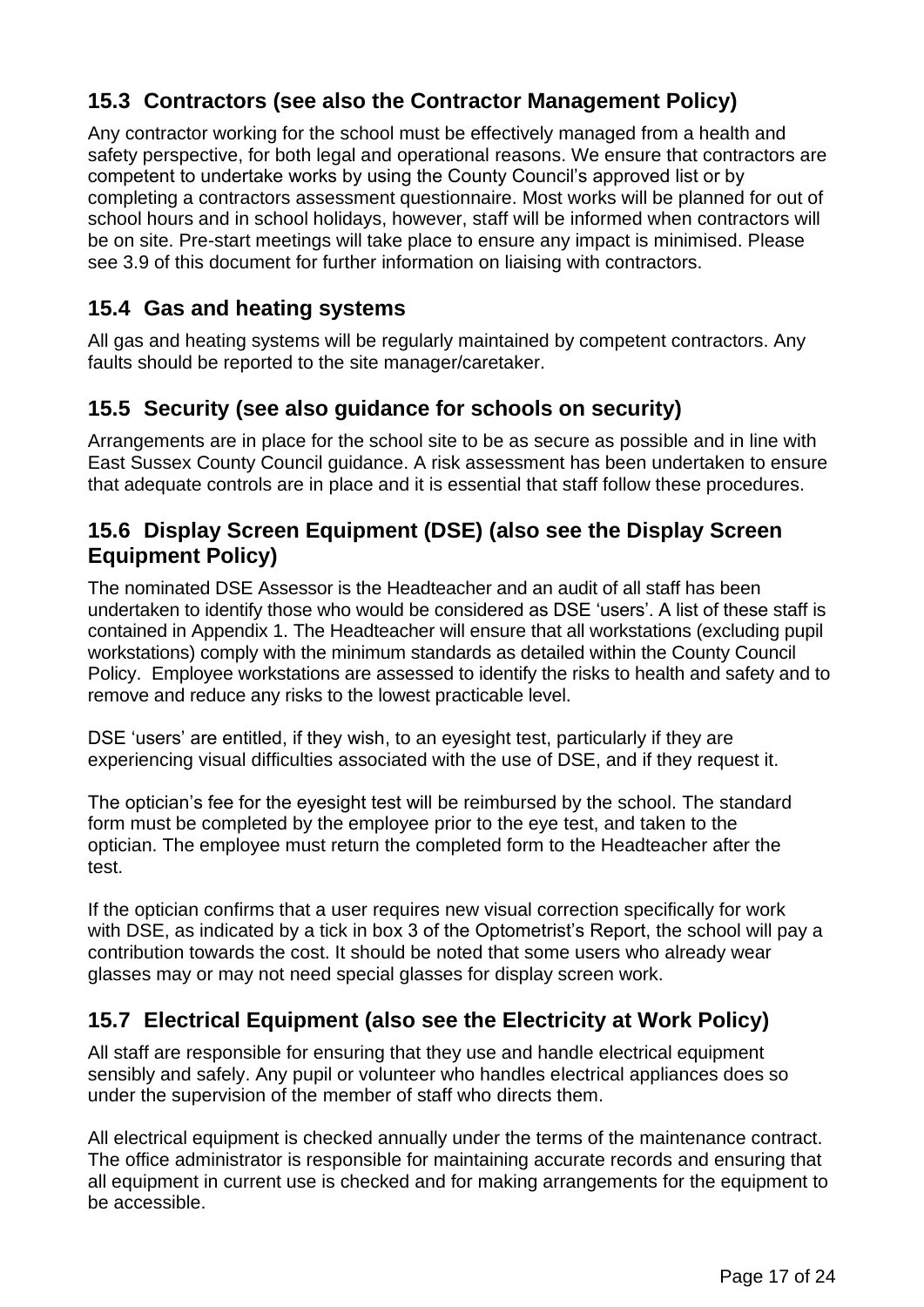## 15.3 Contractors (see also the Contractor Management Policy)

Any contractor working for the school must be effectively managed from a health and safety perspective, for both legal and operational reasons. We ensure that contractors are competent to undertake works by using the County Council's approved list or by completing a contractors assessment questionnaire. Most works will be planned for out of school hours and in school holidays, however, staff will be informed when contractors will be on site. Pre-start meetings will take place to ensure any impact is minimised. Please see 3.9 of this document for further information on liaising with contractors.

## 15.4 Gas and heating systems

All gas and heating systems will be regularly maintained by competent contractors. Any faults should be reported to the site manager/caretaker.

## 15.5 Security (see also guidance for schools on security)

Arrangements are in place for the school site to be as secure as possible and in line with East Sussex County Council guidance. A risk assessment has been undertaken to ensure that adequate controls are in place and it is essential that staff follow these procedures.

## 15.6 Display Screen Equipment (DSE) (also see the Display Screen Equipment Policy)

The nominated DSE Assessor is the Headteacher and an audit of all staff has been undertaken to identify those who would be considered as DSE 'users'. A list of these staff is contained in Appendix 1. The Headteacher will ensure that all workstations (excluding pupil workstations) comply with the minimum standards as detailed within the County Council Policy. Employee workstations are assessed to identify the risks to health and safety and to remove and reduce any risks to the lowest practicable level.

DSE 'users' are entitled, if they wish, to an eyesight test, particularly if they are experiencing visual difficulties associated with the use of DSE, and if they request it.

The optician's fee for the eyesight test will be reimbursed by the school. The standard form must be completed by the employee prior to the eye test, and taken to the optician. The employee must return the completed form to the Headteacher after the test.

If the optician confirms that a user requires new visual correction specifically for work with DSE, as indicated by a tick in box 3 of the Optometrist's Report, the school will pay a contribution towards the cost. It should be noted that some users who already wear glasses may or may not need special glasses for display screen work.

## 15.7 Electrical Equipment (also see the Electricity at Work Policy)

All staff are responsible for ensuring that they use and handle electrical equipment sensibly and safely. Any pupil or volunteer who handles electrical appliances does so under the supervision of the member of staff who directs them.

All electrical equipment is checked annually under the terms of the maintenance contract. The office administrator is responsible for maintaining accurate records and ensuring that all equipment in current use is checked and for making arrangements for the equipment to be accessible.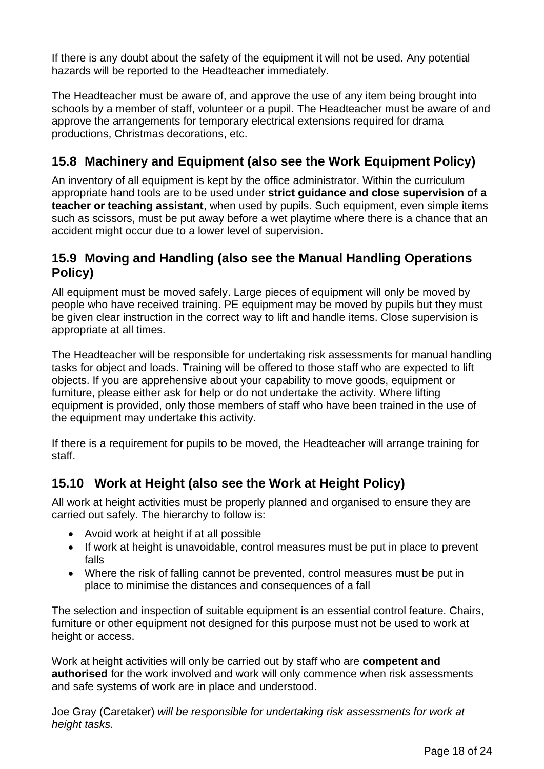If there is any doubt about the safety of the equipment it will not be used. Any potential hazards will be reported to the Headteacher immediately.

The Headteacher must be aware of, and approve the use of any item being brought into schools by a member of staff, volunteer or a pupil. The Headteacher must be aware of and approve the arrangements for temporary electrical extensions required for drama productions, Christmas decorations, etc.

## 15.8 Machinery and Equipment (also see the Work Equipment Policy)

An inventory of all equipment is kept by the office administrator. Within the curriculum appropriate hand tools are to be used under **strict guidance and close supervision of a teacher or teaching assistant**, when used by pupils. Such equipment, even simple items such as scissors, must be put away before a wet playtime where there is a chance that an accident might occur due to a lower level of supervision.

## 15.9 Moving and Handling (also see the Manual Handling Operations Policy)

All equipment must be moved safely. Large pieces of equipment will only be moved by people who have received training. PE equipment may be moved by pupils but they must be given clear instruction in the correct way to lift and handle items. Close supervision is appropriate at all times.

The Headteacher will be responsible for undertaking risk assessments for manual handling tasks for object and loads. Training will be offered to those staff who are expected to lift objects. If you are apprehensive about your capability to move goods, equipment or furniture, please either ask for help or do not undertake the activity. Where lifting equipment is provided, only those members of staff who have been trained in the use of the equipment may undertake this activity.

If there is a requirement for pupils to be moved, the Headteacher will arrange training for staff.

## 15.10 Work at Height (also see the Work at Height Policy)

All work at height activities must be properly planned and organised to ensure they are carried out safely. The hierarchy to follow is:

- Avoid work at height if at all possible
- If work at height is unavoidable, control measures must be put in place to prevent falls
- Where the risk of falling cannot be prevented, control measures must be put in place to minimise the distances and consequences of a fall

The selection and inspection of suitable equipment is an essential control feature. Chairs, furniture or other equipment not designed for this purpose must not be used to work at height or access.

Work at height activities will only be carried out by staff who are **competent and authorised** for the work involved and work will only commence when risk assessments and safe systems of work are in place and understood.

Joe Gray (Caretaker) *will be responsible for undertaking risk assessments for work at height tasks.*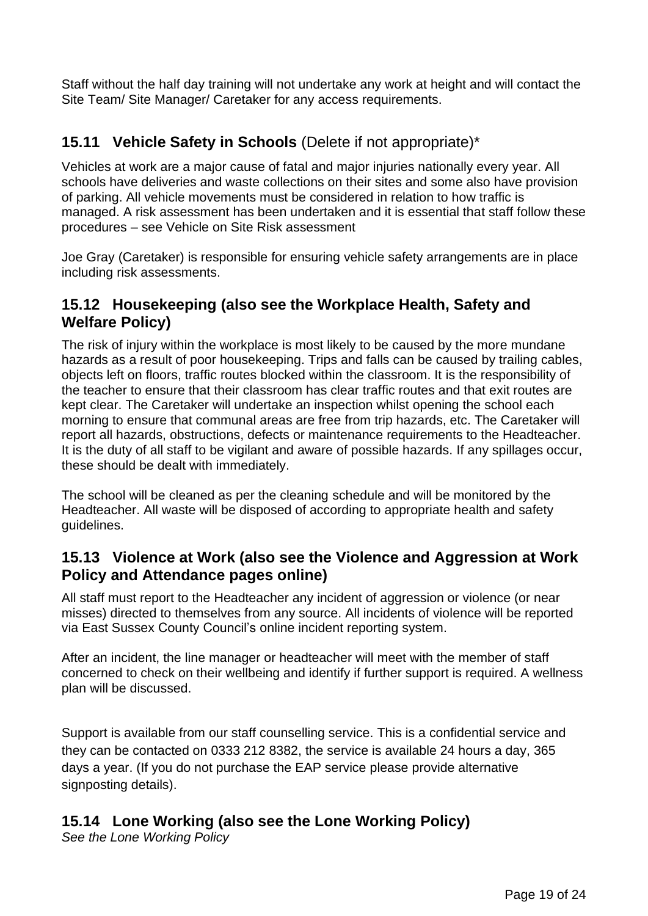Staff without the half day training will not undertake any work at height and will contact the Site Team/ Site Manager/ Caretaker for any access requirements.

## 15.11 Vehicle Safety in Schools (Delete if not appropriate)*

Vehicles at work are a major cause of fatal and major injuries nationally every year. All schools have deliveries and waste collections on their sites and some also have provision of parking. All vehicle movements must be considered in relation to how traffic is managed. A risk assessment has been undertaken and it is essential that staff follow these procedures – see Vehicle on Site Risk assessment

Joe Gray (Caretaker) is responsible for ensuring vehicle safety arrangements are in place including risk assessments.

## 15.12 Housekeeping (also see the Workplace Health, Safety and Welfare Policy)

The risk of injury within the workplace is most likely to be caused by the more mundane hazards as a result of poor housekeeping. Trips and falls can be caused by trailing cables, objects left on floors, traffic routes blocked within the classroom. It is the responsibility of the teacher to ensure that their classroom has clear traffic routes and that exit routes are kept clear. The Caretaker will undertake an inspection whilst opening the school each morning to ensure that communal areas are free from trip hazards, etc. The Caretaker will report all hazards, obstructions, defects or maintenance requirements to the Headteacher. It is the duty of all staff to be vigilant and aware of possible hazards. If any spillages occur, these should be dealt with immediately.

The school will be cleaned as per the cleaning schedule and will be monitored by the Headteacher. All waste will be disposed of according to appropriate health and safety guidelines.

## 15.13 Violence at Work (also see the Violence and Aggression at Work Policy and Attendance pages online)

All staff must report to the Headteacher any incident of aggression or violence (or near misses) directed to themselves from any source. All incidents of violence will be reported via East Sussex County Council's online incident reporting system.

After an incident, the line manager or headteacher will meet with the member of staff concerned to check on their wellbeing and identify if further support is required. A wellness plan will be discussed.

Support is available from our staff counselling service. This is a confidential service and they can be contacted on 0333 212 8382, the service is available 24 hours a day, 365 days a year. (If you do not purchase the EAP service please provide alternative signposting details).

## 15.14 Lone Working (also see the Lone Working Policy)

*See the Lone Working Policy*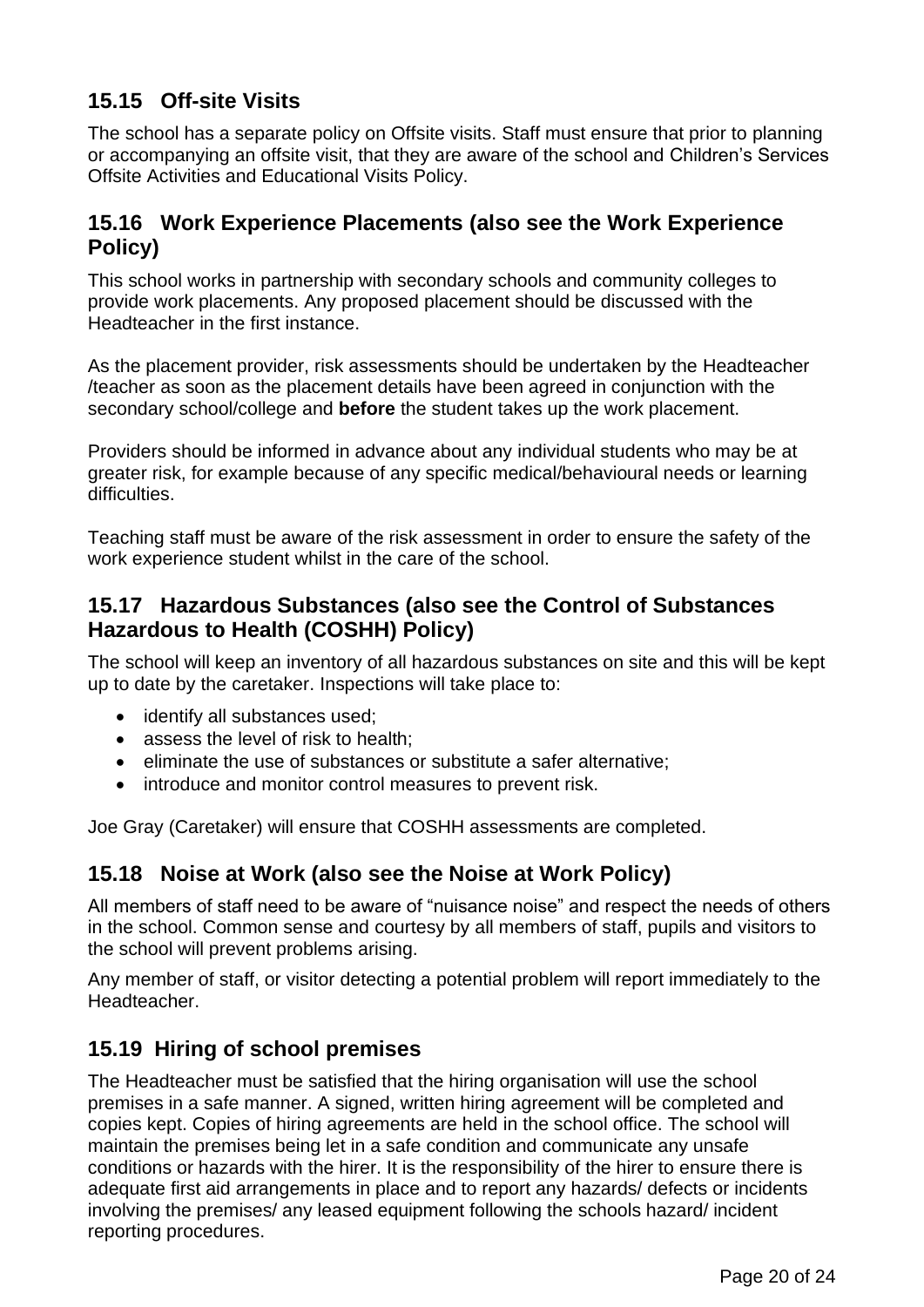## 15.15 Off-site Visits

The school has a separate policy on Offsite visits. Staff must ensure that prior to planning or accompanying an offsite visit, that they are aware of the school and Children's Services Offsite Activities and Educational Visits Policy.

## 15.16 Work Experience Placements (also see the Work Experience Policy)

This school works in partnership with secondary schools and community colleges to provide work placements. Any proposed placement should be discussed with the Headteacher in the first instance.

As the placement provider, risk assessments should be undertaken by the Headteacher /teacher as soon as the placement details have been agreed in conjunction with the secondary school/college and **before** the student takes up the work placement.

Providers should be informed in advance about any individual students who may be at greater risk, for example because of any specific medical/behavioural needs or learning difficulties.

Teaching staff must be aware of the risk assessment in order to ensure the safety of the work experience student whilst in the care of the school.

## 15.17 Hazardous Substances (also see the Control of Substances Hazardous to Health (COSHH) Policy)

The school will keep an inventory of all hazardous substances on site and this will be kept up to date by the caretaker. Inspections will take place to:

- identify all substances used;
- assess the level of risk to health;
- eliminate the use of substances or substitute a safer alternative;
- introduce and monitor control measures to prevent risk.

Joe Gray (Caretaker) will ensure that COSHH assessments are completed.

## 15.18 Noise at Work (also see the Noise at Work Policy)

All members of staff need to be aware of "nuisance noise" and respect the needs of others in the school. Common sense and courtesy by all members of staff, pupils and visitors to the school will prevent problems arising.

Any member of staff, or visitor detecting a potential problem will report immediately to the Headteacher.

## 15.19 Hiring of school premises

The Headteacher must be satisfied that the hiring organisation will use the school premises in a safe manner. A signed, written hiring agreement will be completed and copies kept. Copies of hiring agreements are held in the school office. The school will maintain the premises being let in a safe condition and communicate any unsafe conditions or hazards with the hirer. It is the responsibility of the hirer to ensure there is adequate first aid arrangements in place and to report any hazards/ defects or incidents involving the premises/ any leased equipment following the schools hazard/ incident reporting procedures.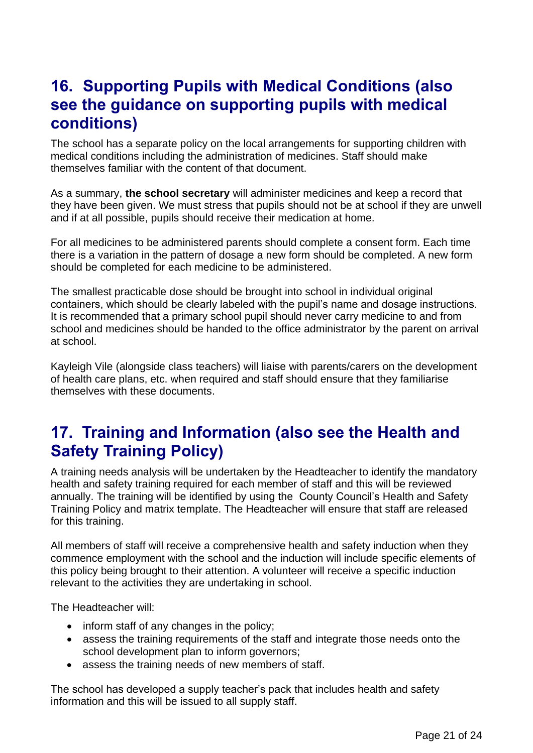## 16. Supporting Pupils with Medical Conditions (also see the guidance on supporting pupils with medical conditions)

The school has a separate policy on the local arrangements for supporting children with medical conditions including the administration of medicines. Staff should make themselves familiar with the content of that document.

As a summary, **the school secretary** will administer medicines and keep a record that they have been given. We must stress that pupils should not be at school if they are unwell and if at all possible, pupils should receive their medication at home.

For all medicines to be administered parents should complete a consent form. Each time there is a variation in the pattern of dosage a new form should be completed. A new form should be completed for each medicine to be administered.

The smallest practicable dose should be brought into school in individual original containers, which should be clearly labeled with the pupil's name and dosage instructions. It is recommended that a primary school pupil should never carry medicine to and from school and medicines should be handed to the office administrator by the parent on arrival at school.

Kayleigh Vile (alongside class teachers) will liaise with parents/carers on the development of health care plans, etc. when required and staff should ensure that they familiarise themselves with these documents.

## 17. Training and Information (also see the Health and Safety Training Policy)

A training needs analysis will be undertaken by the Headteacher to identify the mandatory health and safety training required for each member of staff and this will be reviewed annually. The training will be identified by using the County Council's Health and Safety Training Policy and matrix template. The Headteacher will ensure that staff are released for this training.

All members of staff will receive a comprehensive health and safety induction when they commence employment with the school and the induction will include specific elements of this policy being brought to their attention. A volunteer will receive a specific induction relevant to the activities they are undertaking in school.

The Headteacher will:

- inform staff of any changes in the policy;
- assess the training requirements of the staff and integrate those needs onto the school development plan to inform governors;
- assess the training needs of new members of staff.

The school has developed a supply teacher's pack that includes health and safety information and this will be issued to all supply staff.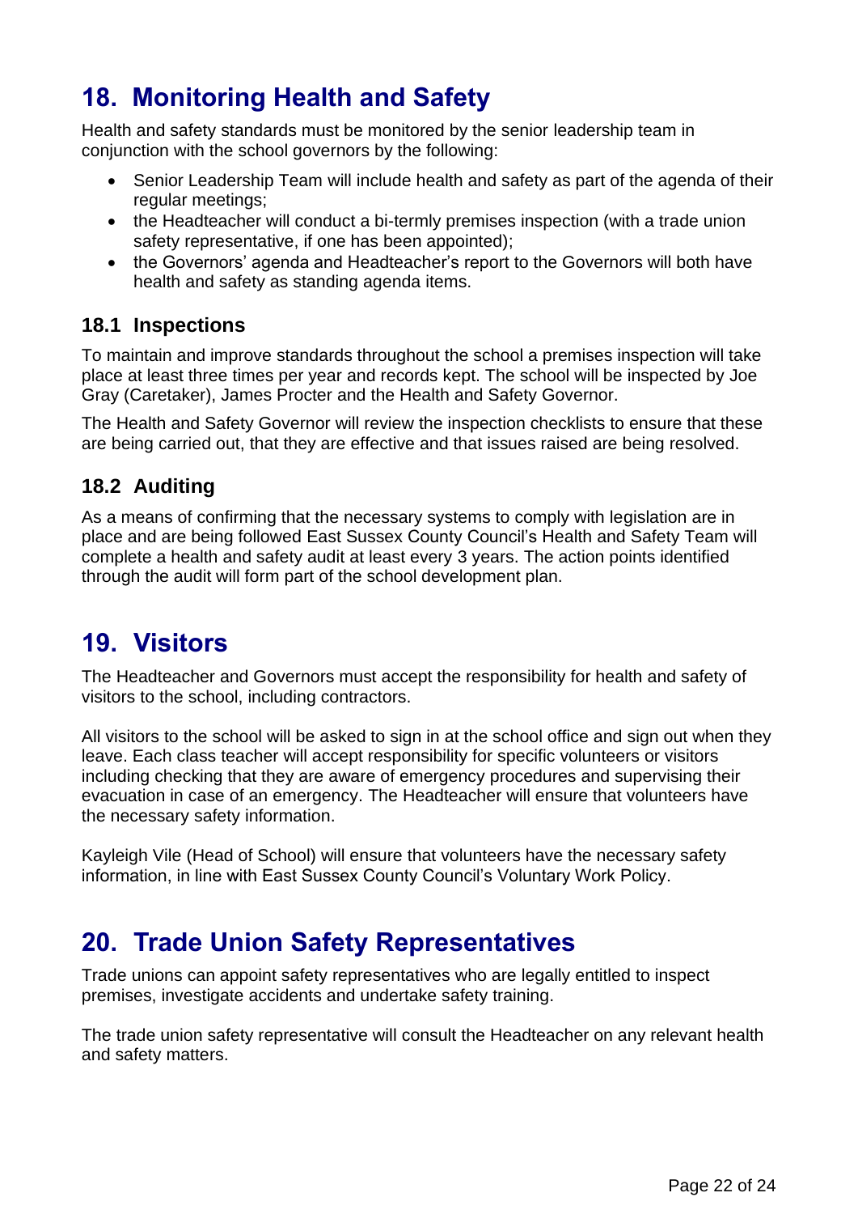## 18. Monitoring Health and Safety

Health and safety standards must be monitored by the senior leadership team in conjunction with the school governors by the following:

- Senior Leadership Team will include health and safety as part of the agenda of their regular meetings;
- the Headteacher will conduct a bi-termly premises inspection (with a trade union safety representative, if one has been appointed);
- the Governors' agenda and Headteacher's report to the Governors will both have health and safety as standing agenda items.

### 18.1 Inspections

To maintain and improve standards throughout the school a premises inspection will take place at least three times per year and records kept. The school will be inspected by Joe Gray (Caretaker), James Procter and the Health and Safety Governor.

The Health and Safety Governor will review the inspection checklists to ensure that these are being carried out, that they are effective and that issues raised are being resolved.

### 18.2 Auditing

As a means of confirming that the necessary systems to comply with legislation are in place and are being followed East Sussex County Council's Health and Safety Team will complete a health and safety audit at least every 3 years. The action points identified through the audit will form part of the school development plan.

## 19. Visitors

The Headteacher and Governors must accept the responsibility for health and safety of visitors to the school, including contractors.

All visitors to the school will be asked to sign in at the school office and sign out when they leave. Each class teacher will accept responsibility for specific volunteers or visitors including checking that they are aware of emergency procedures and supervising their evacuation in case of an emergency. The Headteacher will ensure that volunteers have the necessary safety information.

Kayleigh Vile (Head of School) will ensure that volunteers have the necessary safety information, in line with East Sussex County Council's Voluntary Work Policy.

## 20. Trade Union Safety Representatives

Trade unions can appoint safety representatives who are legally entitled to inspect premises, investigate accidents and undertake safety training.

The trade union safety representative will consult the Headteacher on any relevant health and safety matters.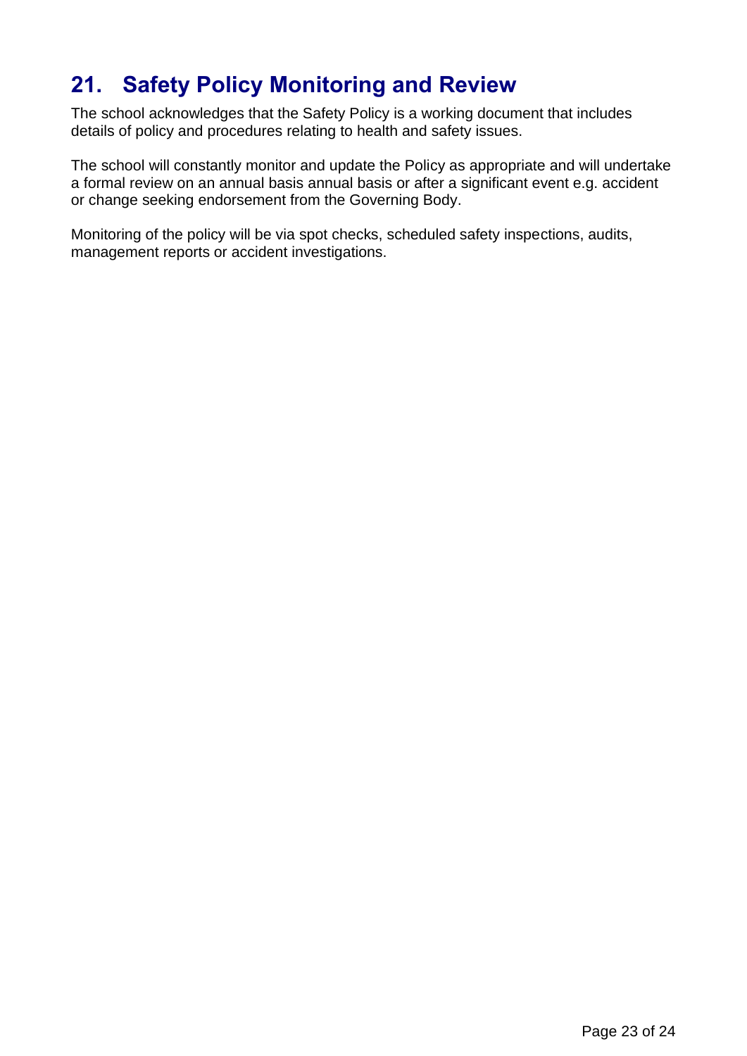## 21. Safety Policy Monitoring and Review

The school acknowledges that the Safety Policy is a working document that includes details of policy and procedures relating to health and safety issues.

The school will constantly monitor and update the Policy as appropriate and will undertake a formal review on an annual basis annual basis or after a significant event e.g. accident or change seeking endorsement from the Governing Body.

Monitoring of the policy will be via spot checks, scheduled safety inspections, audits, management reports or accident investigations.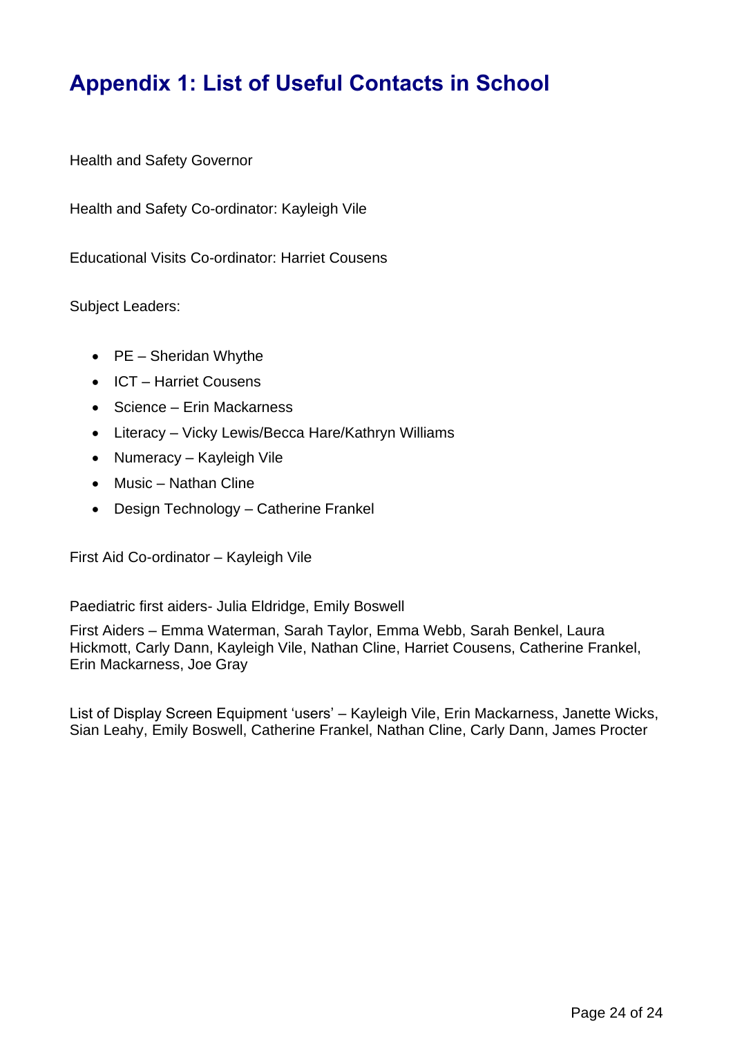# Appendix 1: List of Useful Contacts in School

Health and Safety Governor

Health and Safety Co-ordinator: Kayleigh Vile

Educational Visits Co-ordinator: Harriet Cousens

Subject Leaders:

- PE – Sheridan Whythe
- ICT – Harriet Cousens
- Science – Erin Mackarness
- Literacy – Vicky Lewis/Becca Hare/Kathryn Williams
- Numeracy – Kayleigh Vile
- Music – Nathan Cline
- Design Technology – Catherine Frankel

First Aid Co-ordinator – Kayleigh Vile

Paediatric first aiders- Julia Eldridge, Emily Boswell

First Aiders – Emma Waterman, Sarah Taylor, Emma Webb, Sarah Benkel, Laura Hickmott, Carly Dann, Kayleigh Vile, Nathan Cline, Harriet Cousens, Catherine Frankel, Erin Mackarness, Joe Gray

List of Display Screen Equipment 'users' – Kayleigh Vile, Erin Mackarness, Janette Wicks, Sian Leahy, Emily Boswell, Catherine Frankel, Nathan Cline, Carly Dann, James Procter